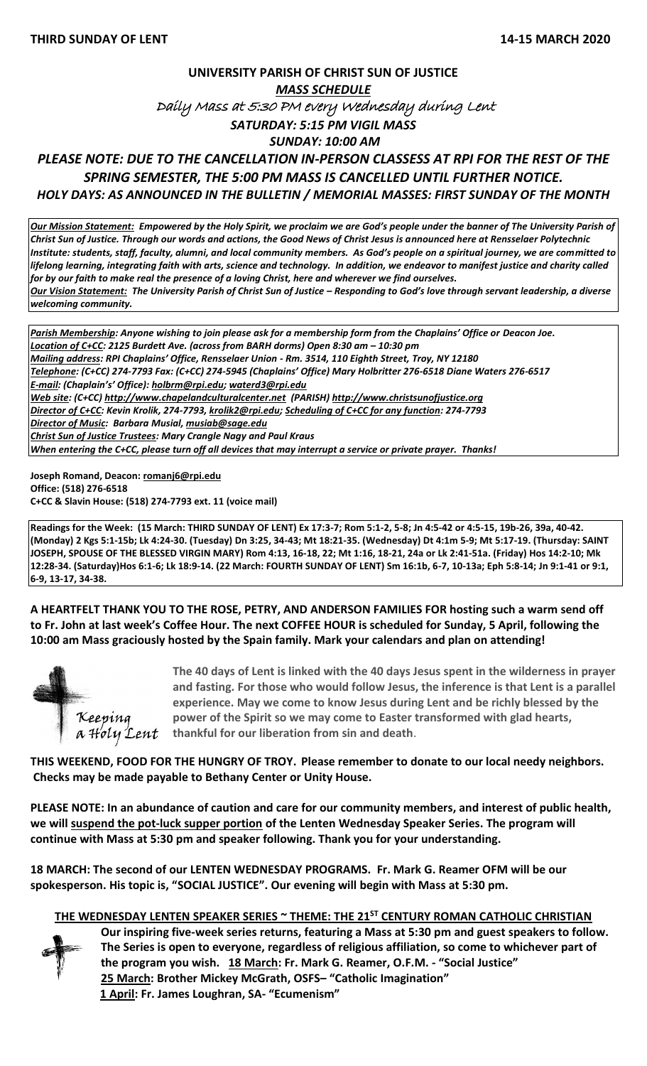**THIRD SUNDAY OF LENT** **14-15 MARCH 2020**

## UNIVERSITY PARISH OF CHRIST SUN OF JUSTICE

***MASS SCHEDULE***

*Daily Mass at 5:30 PM every Wednesday during Lent*

***SATURDAY: 5:15 PM VIGIL MASS***

***SUNDAY: 10:00 AM***

***PLEASE NOTE: DUE TO THE CANCELLATION IN-PERSON CLASSESS AT RPI FOR THE REST OF THE SPRING SEMESTER, THE 5:00 PM MASS IS CANCELLED UNTIL FURTHER NOTICE.***

***HOLY DAYS: AS ANNOUNCED IN THE BULLETIN / MEMORIAL MASSES: FIRST SUNDAY OF THE MONTH***

***Our Mission Statement:** Empowered by the Holy Spirit, we proclaim we are God's people under the banner of The University Parish of Christ Sun of Justice. Through our words and actions, the Good News of Christ Jesus is announced here at Rensselaer Polytechnic Institute: students, staff, faculty, alumni, and local community members. As God's people on a spiritual journey, we are committed to lifelong learning, integrating faith with arts, science and technology. In addition, we endeavor to manifest justice and charity called for by our faith to make real the presence of a loving Christ, here and wherever we find ourselves.*

***Our Vision Statement:** The University Parish of Christ Sun of Justice – Responding to God's love through servant leadership, a diverse welcoming community.*

***Parish Membership:** Anyone wishing to join please ask for a membership form from the Chaplains' Office or Deacon Joe.*

***Location of C+CC:** 2125 Burdett Ave. (across from BARH dorms) Open 8:30 am – 10:30 pm*

***Mailing address:** RPI Chaplains' Office, Rensselaer Union - Rm. 3514, 110 Eighth Street, Troy, NY 12180*

***Telephone:** (C+CC) 274-7793 Fax: (C+CC) 274-5945 (Chaplains' Office) Mary Holbritter 276-6518 Diane Waters 276-6517*

***E-mail:** (Chaplain's' Office): holbrm@rpi.edu; waterd3@rpi.edu*

***Web site:** (C+CC) http://www.chapelandculturalcenter.net (PARISH) http://www.christsunofjustice.org*

***Director of C+CC:** Kevin Krolik, 274-7793, krolik2@rpi.edu; **Scheduling of C+CC for any function:** 274-7793*

***Director of Music:** Barbara Musial, musiab@sage.edu*

***Christ Sun of Justice Trustees:** Mary Crangle Nagy and Paul Kraus*

***When entering the C+CC, please turn off all devices that may interrupt a service or private prayer. Thanks!***

**Joseph Romand, Deacon: romanj6@rpi.edu**
**Office: (518) 276-6518**
**C+CC & Slavin House: (518) 274-7793 ext. 11 (voice mail)**

**Readings for the Week: (15 March: THIRD SUNDAY OF LENT) Ex 17:3-7; Rom 5:1-2, 5-8; Jn 4:5-42 or 4:5-15, 19b-26, 39a, 40-42. (Monday) 2 Kgs 5:1-15b; Lk 4:24-30. (Tuesday) Dn 3:25, 34-43; Mt 18:21-35. (Wednesday) Dt 4:1m 5-9; Mt 5:17-19. (Thursday: SAINT JOSEPH, SPOUSE OF THE BLESSED VIRGIN MARY) Rom 4:13, 16-18, 22; Mt 1:16, 18-21, 24a or Lk 2:41-51a. (Friday) Hos 14:2-10; Mk 12:28-34. (Saturday)Hos 6:1-6; Lk 18:9-14. (22 March: FOURTH SUNDAY OF LENT) Sm 16:1b, 6-7, 10-13a; Eph 5:8-14; Jn 9:1-41 or 9:1, 6-9, 13-17, 34-38.**

**A HEARTFELT THANK YOU TO THE ROSE, PETRY, AND ANDERSON FAMILIES FOR hosting such a warm send off to Fr. John at last week's Coffee Hour. The next COFFEE HOUR is scheduled for Sunday, 5 April, following the 10:00 am Mass graciously hosted by the Spain family. Mark your calendars and plan on attending!**

*Keeping a Holy Lent*

**The 40 days of Lent is linked with the 40 days Jesus spent in the wilderness in prayer and fasting. For those who would follow Jesus, the inference is that Lent is a parallel experience. May we come to know Jesus during Lent and be richly blessed by the power of the Spirit so we may come to Easter transformed with glad hearts, thankful for our liberation from sin and death.**

**THIS WEEKEND, FOOD FOR THE HUNGRY OF TROY. Please remember to donate to our local needy neighbors. Checks may be made payable to Bethany Center or Unity House.**

**PLEASE NOTE: In an abundance of caution and care for our community members, and interest of public health, we will suspend the pot-luck supper portion of the Lenten Wednesday Speaker Series. The program will continue with Mass at 5:30 pm and speaker following. Thank you for your understanding.**

**18 MARCH: The second of our LENTEN WEDNESDAY PROGRAMS. Fr. Mark G. Reamer OFM will be our spokesperson. His topic is, "SOCIAL JUSTICE". Our evening will begin with Mass at 5:30 pm.**

**THE WEDNESDAY LENTEN SPEAKER SERIES ~ THEME: THE 21ST CENTURY ROMAN CATHOLIC CHRISTIAN**

**Our inspiring five-week series returns, featuring a Mass at 5:30 pm and guest speakers to follow. The Series is open to everyone, regardless of religious affiliation, so come to whichever part of the program you wish. 18 March: Fr. Mark G. Reamer, O.F.M. - "Social Justice"**
**25 March: Brother Mickey McGrath, OSFS– "Catholic Imagination"**
**1 April: Fr. James Loughran, SA- "Ecumenism"**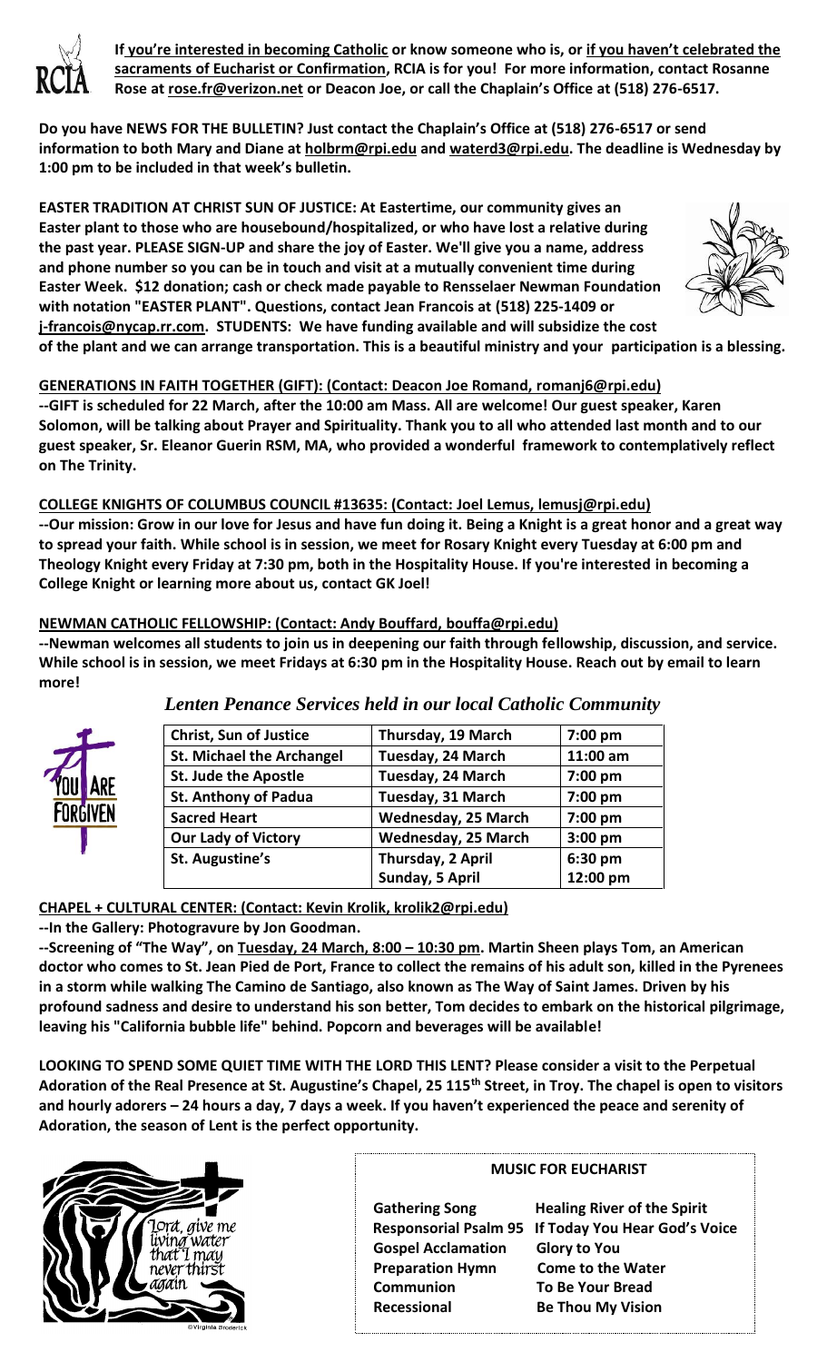**If you're interested in becoming Catholic or know someone who is, or if you haven't celebrated the sacraments of Eucharist or Confirmation, RCIA is for you! For more information, contact Rosanne Rose at rose.fr@verizon.net or Deacon Joe, or call the Chaplain's Office at (518) 276-6517.**

**Do you have NEWS FOR THE BULLETIN? Just contact the Chaplain's Office at (518) 276-6517 or send information to both Mary and Diane at holbrm@rpi.edu and waterd3@rpi.edu. The deadline is Wednesday by 1:00 pm to be included in that week's bulletin.**

**EASTER TRADITION AT CHRIST SUN OF JUSTICE: At Eastertime, our community gives an Easter plant to those who are housebound/hospitalized, or who have lost a relative during the past year. PLEASE SIGN-UP and share the joy of Easter. We'll give you a name, address and phone number so you can be in touch and visit at a mutually convenient time during Easter Week. $12 donation; cash or check made payable to Rensselaer Newman Foundation with notation "EASTER PLANT". Questions, contact Jean Francois at (518) 225-1409 or j-francois@nycap.rr.com. STUDENTS: We have funding available and will subsidize the cost of the plant and we can arrange transportation. This is a beautiful ministry and your participation is a blessing.**

**GENERATIONS IN FAITH TOGETHER (GIFT): (Contact: Deacon Joe Romand, romanj6@rpi.edu)**

**--GIFT is scheduled for 22 March, after the 10:00 am Mass. All are welcome! Our guest speaker, Karen Solomon, will be talking about Prayer and Spirituality. Thank you to all who attended last month and to our guest speaker, Sr. Eleanor Guerin RSM, MA, who provided a wonderful framework to contemplatively reflect on The Trinity.**

**COLLEGE KNIGHTS OF COLUMBUS COUNCIL #13635: (Contact: Joel Lemus, lemusj@rpi.edu)**

**--Our mission: Grow in our love for Jesus and have fun doing it. Being a Knight is a great honor and a great way to spread your faith. While school is in session, we meet for Rosary Knight every Tuesday at 6:00 pm and Theology Knight every Friday at 7:30 pm, both in the Hospitality House. If you're interested in becoming a College Knight or learning more about us, contact GK Joel!**

**NEWMAN CATHOLIC FELLOWSHIP: (Contact: Andy Bouffard, bouffa@rpi.edu)**

**--Newman welcomes all students to join us in deepening our faith through fellowship, discussion, and service. While school is in session, we meet Fridays at 6:30 pm in the Hospitality House. Reach out by email to learn more!**

*Lenten Penance Services held in our local Catholic Community*

| | | |
|---|---|---|
| **Christ, Sun of Justice** | **Thursday, 19 March** | **7:00 pm** |
| **St. Michael the Archangel** | **Tuesday, 24 March** | **11:00 am** |
| **St. Jude the Apostle** | **Tuesday, 24 March** | **7:00 pm** |
| **St. Anthony of Padua** | **Tuesday, 31 March** | **7:00 pm** |
| **Sacred Heart** | **Wednesday, 25 March** | **7:00 pm** |
| **Our Lady of Victory** | **Wednesday, 25 March** | **3:00 pm** |
| **St. Augustine's** | **Thursday, 2 April** | **6:30 pm** |
| | **Sunday, 5 April** | **12:00 pm** |

**CHAPEL + CULTURAL CENTER: (Contact: Kevin Krolik, krolik2@rpi.edu)**

**--In the Gallery: Photogravure by Jon Goodman.**

**--Screening of "The Way", on Tuesday, 24 March, 8:00 – 10:30 pm. Martin Sheen plays Tom, an American doctor who comes to St. Jean Pied de Port, France to collect the remains of his adult son, killed in the Pyrenees in a storm while walking The Camino de Santiago, also known as The Way of Saint James. Driven by his profound sadness and desire to understand his son better, Tom decides to embark on the historical pilgrimage, leaving his "California bubble life" behind. Popcorn and beverages will be available!**

**LOOKING TO SPEND SOME QUIET TIME WITH THE LORD THIS LENT? Please consider a visit to the Perpetual Adoration of the Real Presence at St. Augustine's Chapel, 25 115th Street, in Troy. The chapel is open to visitors and hourly adorers – 24 hours a day, 7 days a week. If you haven't experienced the peace and serenity of Adoration, the season of Lent is the perfect opportunity.**

**MUSIC FOR EUCHARIST**

| | |
|---|---|
| **Gathering Song** | **Healing River of the Spirit** |
| **Responsorial Psalm 95** | **If Today You Hear God's Voice** |
| **Gospel Acclamation** | **Glory to You** |
| **Preparation Hymn** | **Come to the Water** |
| **Communion** | **To Be Your Bread** |
| **Recessional** | **Be Thou My Vision** |